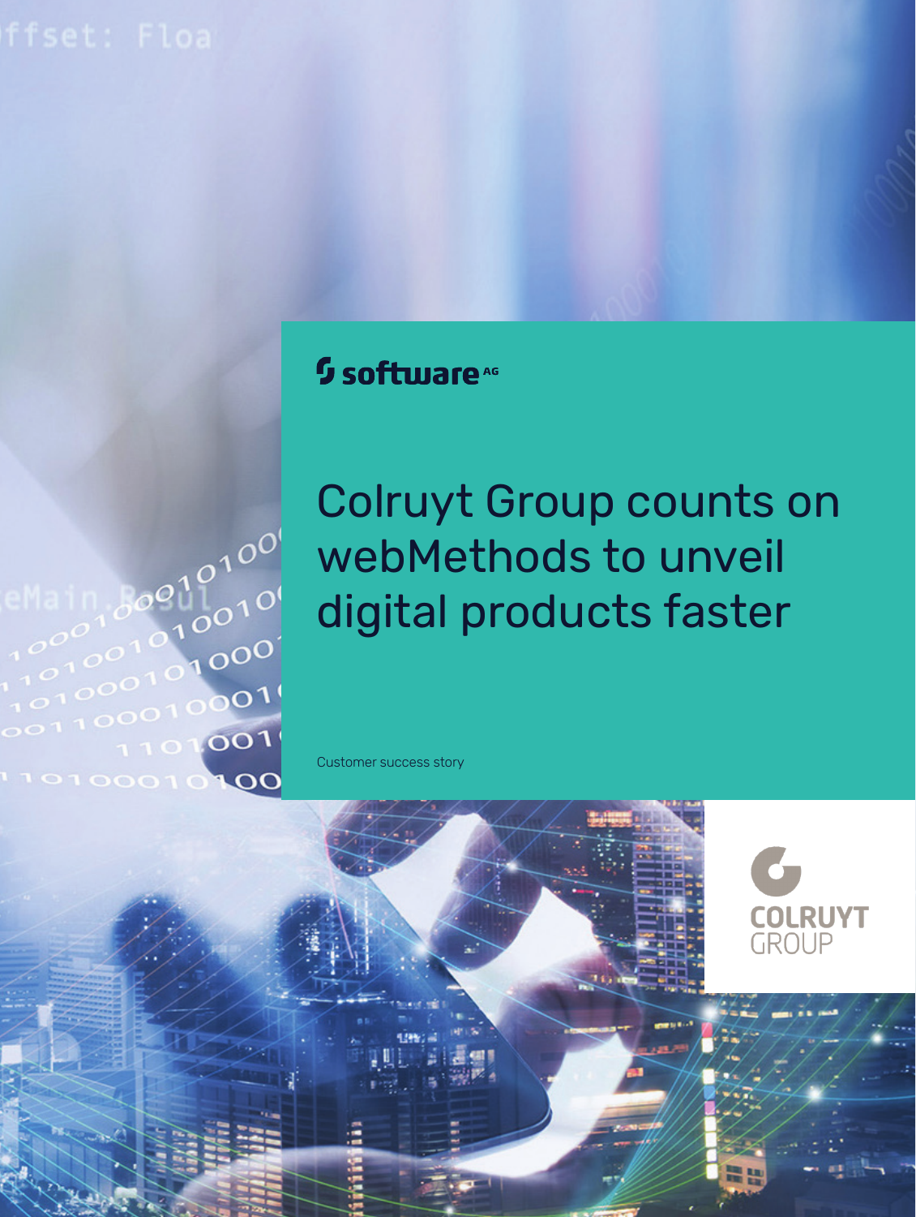software AG

# Colruyt Group counts on webMethods to unveil digital products faster

Customer success story

COLRUYT GROUP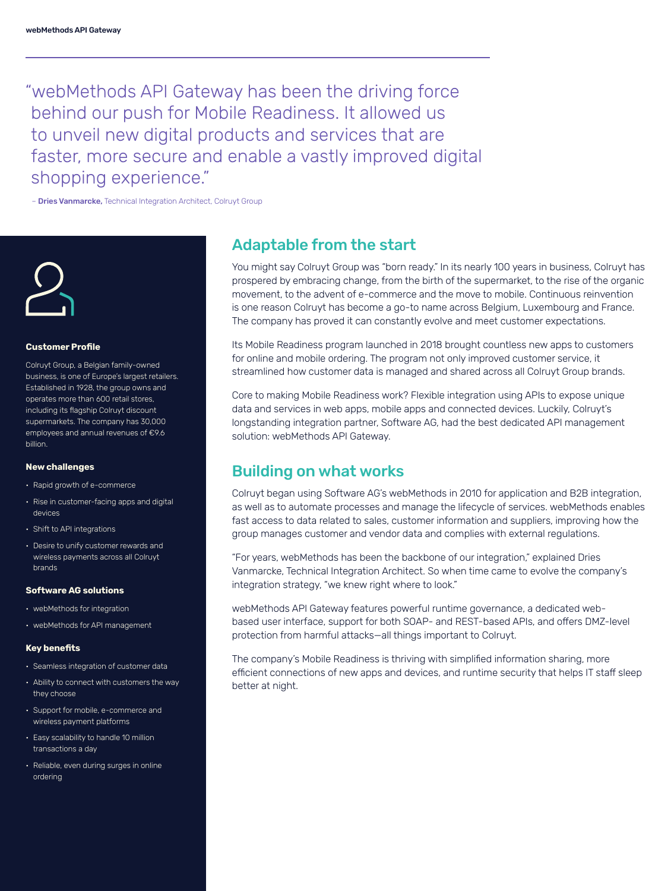> "webMethods API Gateway has been the driving force behind our push for Mobile Readiness. It allowed us to unveil new digital products and services that are faster, more secure and enable a vastly improved digital shopping experience."

– **Dries Vanmarcke,** Technical Integration Architect, Colruyt Group

**Customer Profile**

Colruyt Group, a Belgian family-owned business, is one of Europe's largest retailers. Established in 1928, the group owns and operates more than 600 retail stores, including its flagship Colruyt discount supermarkets. The company has 30,000 employees and annual revenues of €9.6 billion.

**New challenges**

- Rapid growth of e-commerce
- Rise in customer-facing apps and digital devices
- Shift to API integrations
- Desire to unify customer rewards and wireless payments across all Colruyt brands

**Software AG solutions**

- webMethods for integration
- webMethods for API management

**Key benefits**

- Seamless integration of customer data
- Ability to connect with customers the way they choose
- Support for mobile, e-commerce and wireless payment platforms
- Easy scalability to handle 10 million transactions a day
- Reliable, even during surges in online ordering

## Adaptable from the start

You might say Colruyt Group was "born ready." In its nearly 100 years in business, Colruyt has prospered by embracing change, from the birth of the supermarket, to the rise of the organic movement, to the advent of e-commerce and the move to mobile. Continuous reinvention is one reason Colruyt has become a go-to name across Belgium, Luxembourg and France. The company has proved it can constantly evolve and meet customer expectations.

Its Mobile Readiness program launched in 2018 brought countless new apps to customers for online and mobile ordering. The program not only improved customer service, it streamlined how customer data is managed and shared across all Colruyt Group brands.

Core to making Mobile Readiness work? Flexible integration using APIs to expose unique data and services in web apps, mobile apps and connected devices. Luckily, Colruyt's longstanding integration partner, Software AG, had the best dedicated API management solution: webMethods API Gateway.

## Building on what works

Colruyt began using Software AG's webMethods in 2010 for application and B2B integration, as well as to automate processes and manage the lifecycle of services. webMethods enables fast access to data related to sales, customer information and suppliers, improving how the group manages customer and vendor data and complies with external regulations.

"For years, webMethods has been the backbone of our integration," explained Dries Vanmarcke, Technical Integration Architect. So when time came to evolve the company's integration strategy, "we knew right where to look."

webMethods API Gateway features powerful runtime governance, a dedicated web-based user interface, support for both SOAP- and REST-based APIs, and offers DMZ-level protection from harmful attacks—all things important to Colruyt.

The company's Mobile Readiness is thriving with simplified information sharing, more efficient connections of new apps and devices, and runtime security that helps IT staff sleep better at night.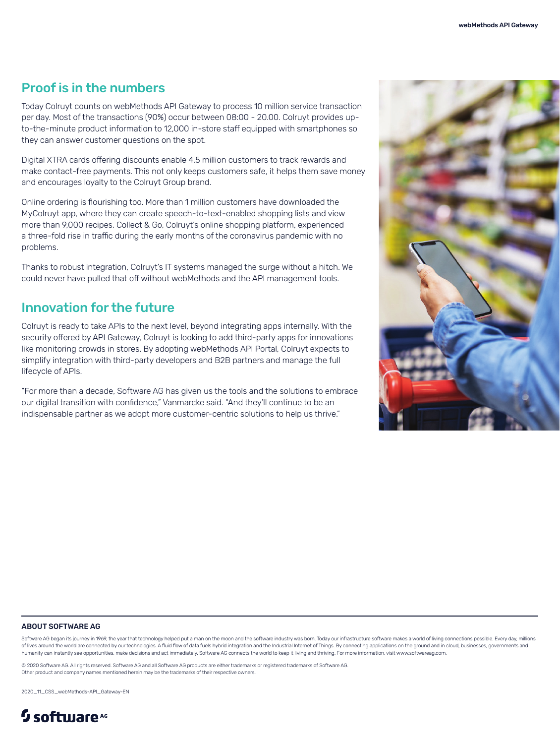## Proof is in the numbers

Today Colruyt counts on webMethods API Gateway to process 10 million service transaction per day. Most of the transactions (90%) occur between 08:00 - 20.00. Colruyt provides up-to-the-minute product information to 12,000 in-store staff equipped with smartphones so they can answer customer questions on the spot.

Digital XTRA cards offering discounts enable 4.5 million customers to track rewards and make contact-free payments. This not only keeps customers safe, it helps them save money and encourages loyalty to the Colruyt Group brand.

Online ordering is flourishing too. More than 1 million customers have downloaded the MyColruyt app, where they can create speech-to-text-enabled shopping lists and view more than 9,000 recipes. Collect & Go, Colruyt's online shopping platform, experienced a three-fold rise in traffic during the early months of the coronavirus pandemic with no problems.

Thanks to robust integration, Colruyt's IT systems managed the surge without a hitch. We could never have pulled that off without webMethods and the API management tools.

## Innovation for the future

Colruyt is ready to take APIs to the next level, beyond integrating apps internally. With the security offered by API Gateway, Colruyt is looking to add third-party apps for innovations like monitoring crowds in stores. By adopting webMethods API Portal, Colruyt expects to simplify integration with third-party developers and B2B partners and manage the full lifecycle of APIs.

"For more than a decade, Software AG has given us the tools and the solutions to embrace our digital transition with confidence," Vanmarcke said. "And they'll continue to be an indispensable partner as we adopt more customer-centric solutions to help us thrive."

### ABOUT SOFTWARE AG

Software AG began its journey in 1969, the year that technology helped put a man on the moon and the software industry was born. Today our infrastructure software makes a world of living connections possible. Every day, millions of lives around the world are connected by our technologies. A fluid flow of data fuels hybrid integration and the Industrial Internet of Things. By connecting applications on the ground and in cloud, businesses, governments and humanity can instantly see opportunities, make decisions and act immediately. Software AG connects the world to keep it living and thriving. For more information, visit www.softwareag.com.

© 2020 Software AG. All rights reserved. Software AG and all Software AG products are either trademarks or registered trademarks of Software AG.
Other product and company names mentioned herein may be the trademarks of their respective owners.

2020_11_CSS_webMethods-API_Gateway-EN